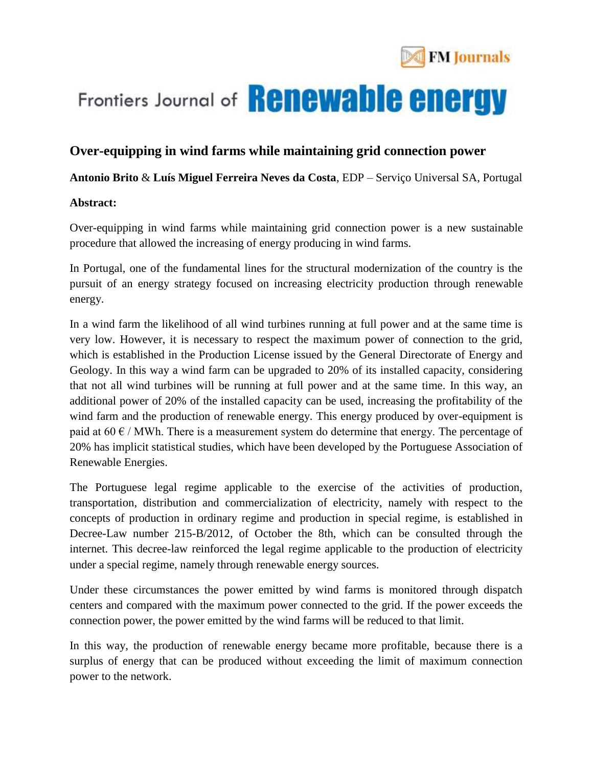FM Journals

Frontiers Journal of **Renewable energy**

## Over-equipping in wind farms while maintaining grid connection power

**Antonio Brito** & **Luís Miguel Ferreira Neves da Costa**, EDP – Serviço Universal SA, Portugal

**Abstract:**

Over-equipping in wind farms while maintaining grid connection power is a new sustainable procedure that allowed the increasing of energy producing in wind farms.

In Portugal, one of the fundamental lines for the structural modernization of the country is the pursuit of an energy strategy focused on increasing electricity production through renewable energy.

In a wind farm the likelihood of all wind turbines running at full power and at the same time is very low. However, it is necessary to respect the maximum power of connection to the grid, which is established in the Production License issued by the General Directorate of Energy and Geology. In this way a wind farm can be upgraded to 20% of its installed capacity, considering that not all wind turbines will be running at full power and at the same time. In this way, an additional power of 20% of the installed capacity can be used, increasing the profitability of the wind farm and the production of renewable energy. This energy produced by over-equipment is paid at 60 € / MWh. There is a measurement system do determine that energy. The percentage of 20% has implicit statistical studies, which have been developed by the Portuguese Association of Renewable Energies.

The Portuguese legal regime applicable to the exercise of the activities of production, transportation, distribution and commercialization of electricity, namely with respect to the concepts of production in ordinary regime and production in special regime, is established in Decree-Law number 215-B/2012, of October the 8th, which can be consulted through the internet. This decree-law reinforced the legal regime applicable to the production of electricity under a special regime, namely through renewable energy sources.

Under these circumstances the power emitted by wind farms is monitored through dispatch centers and compared with the maximum power connected to the grid. If the power exceeds the connection power, the power emitted by the wind farms will be reduced to that limit.

In this way, the production of renewable energy became more profitable, because there is a surplus of energy that can be produced without exceeding the limit of maximum connection power to the network.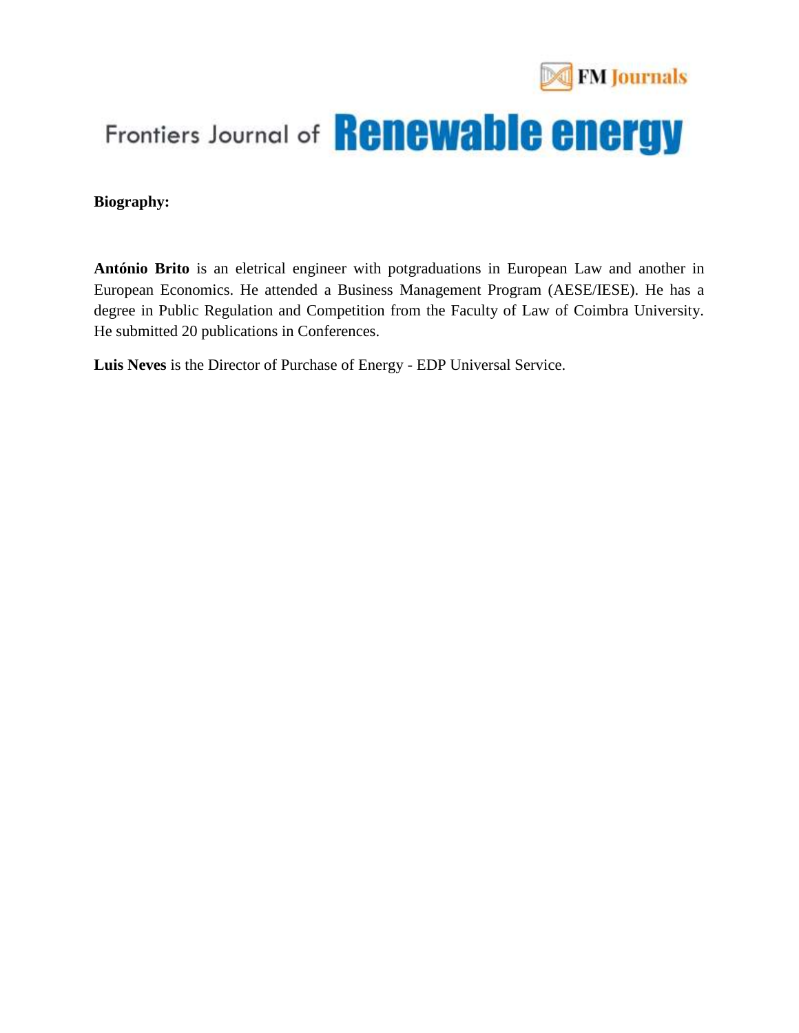**Biography:**

**António Brito** is an eletrical engineer with potgraduations in European Law and another in European Economics. He attended a Business Management Program (AESE/IESE). He has a degree in Public Regulation and Competition from the Faculty of Law of Coimbra University. He submitted 20 publications in Conferences.

**Luis Neves** is the Director of Purchase of Energy - EDP Universal Service.